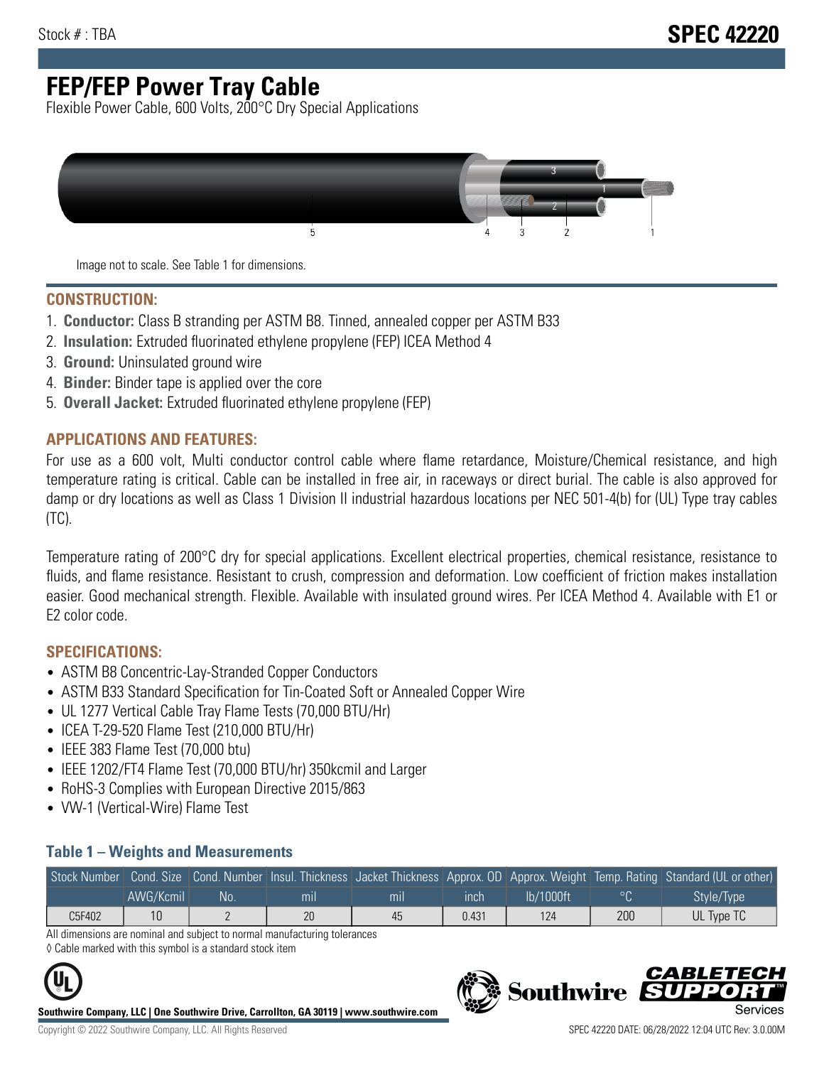Stock # : TBA

# SPEC 42220

# FEP/FEP Power Tray Cable

Flexible Power Cable, 600 Volts, 200°C Dry Special Applications

Image not to scale. See Table 1 for dimensions.

## CONSTRUCTION:

1. **Conductor:** Class B stranding per ASTM B8. Tinned, annealed copper per ASTM B33
2. **Insulation:** Extruded fluorinated ethylene propylene (FEP) ICEA Method 4
3. **Ground:** Uninsulated ground wire
4. **Binder:** Binder tape is applied over the core
5. **Overall Jacket:** Extruded fluorinated ethylene propylene (FEP)

## APPLICATIONS AND FEATURES:

For use as a 600 volt, Multi conductor control cable where flame retardance, Moisture/Chemical resistance, and high temperature rating is critical. Cable can be installed in free air, in raceways or direct burial. The cable is also approved for damp or dry locations as well as Class 1 Division II industrial hazardous locations per NEC 501-4(b) for (UL) Type tray cables (TC).

Temperature rating of 200°C dry for special applications. Excellent electrical properties, chemical resistance, resistance to fluids, and flame resistance. Resistant to crush, compression and deformation. Low coefficient of friction makes installation easier. Good mechanical strength. Flexible. Available with insulated ground wires. Per ICEA Method 4. Available with E1 or E2 color code.

## SPECIFICATIONS:

- ASTM B8 Concentric-Lay-Stranded Copper Conductors
- ASTM B33 Standard Specification for Tin-Coated Soft or Annealed Copper Wire
- UL 1277 Vertical Cable Tray Flame Tests (70,000 BTU/Hr)
- ICEA T-29-520 Flame Test (210,000 BTU/Hr)
- IEEE 383 Flame Test (70,000 btu)
- IEEE 1202/FT4 Flame Test (70,000 BTU/hr) 350kcmil and Larger
- RoHS-3 Complies with European Directive 2015/863
- VW-1 (Vertical-Wire) Flame Test

### Table 1 – Weights and Measurements

| Stock Number | Cond. Size | Cond. Number | Insul. Thickness | Jacket Thickness | Approx. OD | Approx. Weight | Temp. Rating | Standard (UL or other) |
|---|---|---|---|---|---|---|---|---|
| | AWG/Kcmil | No. | mil | mil | inch | lb/1000ft | °C | Style/Type |
| C5F402 | 10 | 2 | 20 | 45 | 0.431 | 124 | 200 | UL Type TC |

All dimensions are nominal and subject to normal manufacturing tolerances

◊ Cable marked with this symbol is a standard stock item

**Southwire Company, LLC | One Southwire Drive, Carrollton, GA 30119 | www.southwire.com**

Copyright © 2022 Southwire Company, LLC. All Rights Reserved

SPEC 42220 DATE: 06/28/2022 12:04 UTC Rev: 3.0.00M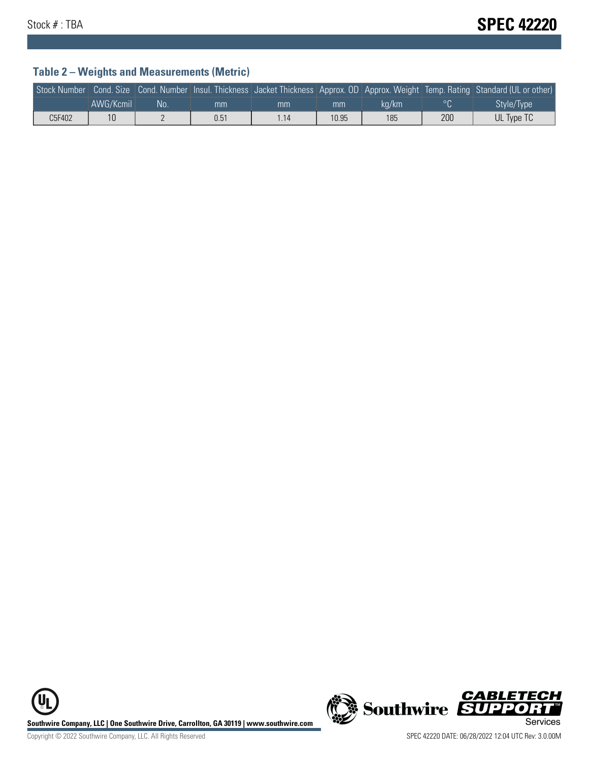## Table 2 – Weights and Measurements (Metric)

| Stock Number | Cond. Size | Cond. Number | Insul. Thickness | Jacket Thickness | Approx. OD | Approx. Weight | Temp. Rating | Standard (UL or other) |
|---|---|---|---|---|---|---|---|---|
| | AWG/Kcmil | No. | mm | mm | mm | kg/km | °C | Style/Type |
| C5F402 | 10 | 2 | 0.51 | 1.14 | 10.95 | 185 | 200 | UL Type TC |